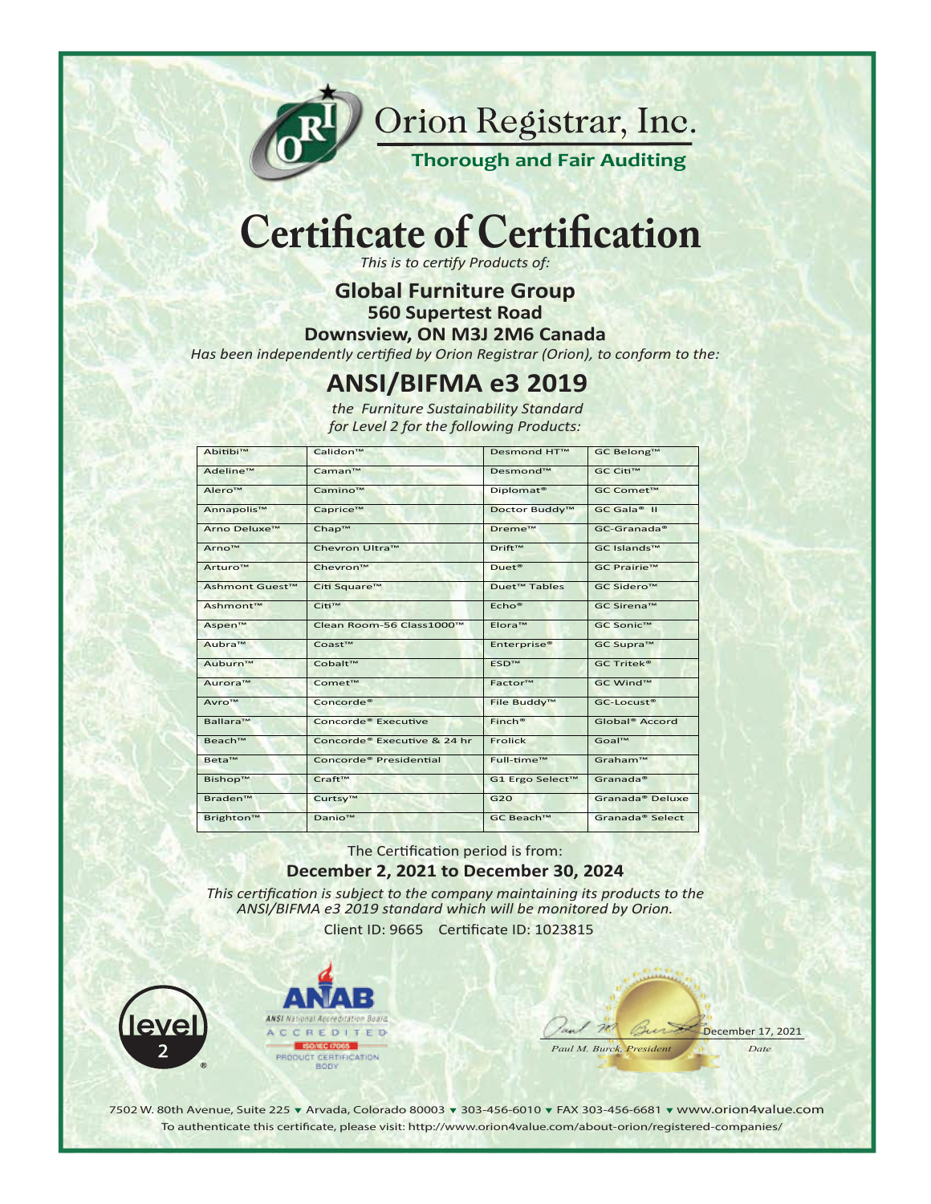# Orion Registrar, Inc.

**Thorough and Fair Auditing**

# Certificate of Certification

*This is to certify Products of:*

**Global Furniture Group**
**560 Supertest Road**
**Downsview, ON M3J 2M6 Canada**

*Has been independently certified by Orion Registrar (Orion), to conform to the:*

## ANSI/BIFMA e3 2019

*the Furniture Sustainability Standard*
*for Level 2 for the following Products:*

| | | | |
|---|---|---|---|
| Abitibi™ | Calidon™ | Desmond HT™ | GC Belong™ |
| Adeline™ | Caman™ | Desmond™ | GC Citi™ |
| Alero™ | Camino™ | Diplomat® | GC Comet™ |
| Annapolis™ | Caprice™ | Doctor Buddy™ | GC Gala® II |
| Arno Deluxe™ | Chap™ | Dreme™ | GC-Granada® |
| Arno™ | Chevron Ultra™ | Drift™ | GC Islands™ |
| Arturo™ | Chevron™ | Duet® | GC Prairie™ |
| Ashmont Guest™ | Citi Square™ | Duet™ Tables | GC Sidero™ |
| Ashmont™ | Citi™ | Echo® | GC Sirena™ |
| Aspen™ | Clean Room-56 Class1000™ | Elora™ | GC Sonic™ |
| Aubra™ | Coast™ | Enterprise® | GC Supra™ |
| Auburn™ | Cobalt™ | ESD™ | GC Tritek® |
| Aurora™ | Comet™ | Factor™ | GC Wind™ |
| Avro™ | Concorde® | File Buddy™ | GC-Locust® |
| Ballara™ | Concorde® Executive | Finch® | Global® Accord |
| Beach™ | Concorde® Executive & 24 hr | Frolick | Goal™ |
| Beta™ | Concorde® Presidential | Full-time™ | Graham™ |
| Bishop™ | Craft™ | G1 Ergo Select™ | Granada® |
| Braden™ | Curtsy™ | G20 | Granada® Deluxe |
| Brighton™ | Danio™ | GC Beach™ | Granada® Select |

The Certification period is from:

**December 2, 2021 to December 30, 2024**

*This certification is subject to the company maintaining its products to the ANSI/BIFMA e3 2019 standard which will be monitored by Orion.*

Client ID: 9665 Certificate ID: 1023815

level 2 ®

ANAB — ANSI National Accreditation Board — ACCREDITED — ISO/IEC 17065 — PRODUCT CERTIFICATION BODY

Paul M. Burck, President — December 17, 2021 — Date

7502 W. 80th Avenue, Suite 225 ▼ Arvada, Colorado 80003 ▼ 303-456-6010 ▼ FAX 303-456-6681 ▼ www.orion4value.com

To authenticate this certificate, please visit: http://www.orion4value.com/about-orion/registered-companies/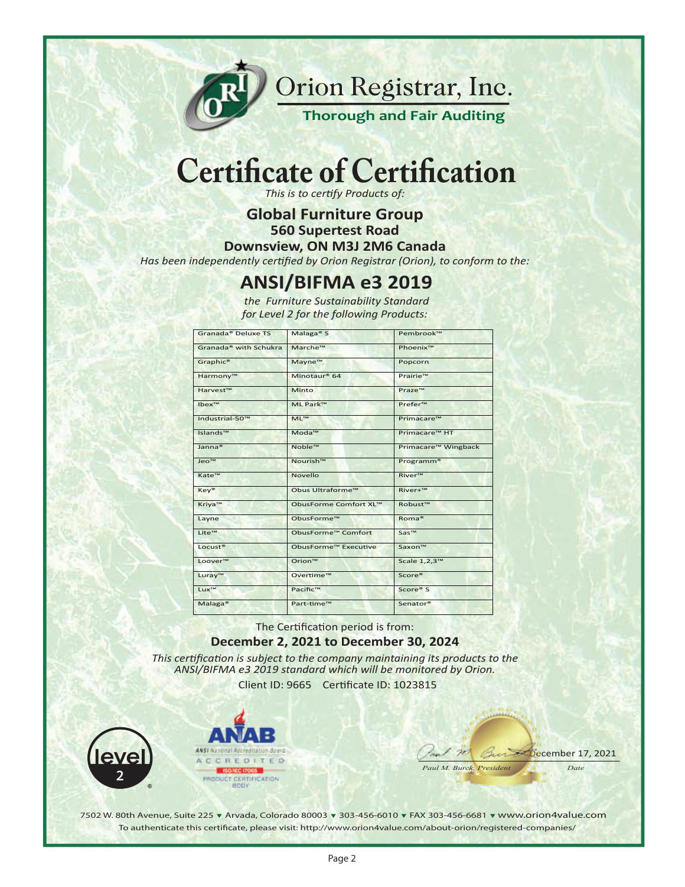# Orion Registrar, Inc.

**Thorough and Fair Auditing**

# Certificate of Certification

*This is to certify Products of:*

**Global Furniture Group**
**560 Supertest Road**
**Downsview, ON M3J 2M6 Canada**

*Has been independently certified by Orion Registrar (Orion), to conform to the:*

## ANSI/BIFMA e3 2019

*the Furniture Sustainability Standard*
*for Level 2 for the following Products:*

| | | |
|---|---|---|
| Granada® Deluxe TS | Malaga® S | Pembrook™ |
| Granada® with Schukra | Marche™ | Phoenix™ |
| Graphic® | Mayne™ | Popcorn |
| Harmony™ | Minotaur® 64 | Prairie™ |
| Harvest™ | Minto | Praze™ |
| Ibex™ | ML Park™ | Prefer™ |
| Industrial-50™ | ML™ | Primacare™ |
| Islands™ | Moda™ | Primacare™ HT |
| Janna® | Noble™ | Primacare™ Wingback |
| Jeo™ | Nourish™ | Programm® |
| Kate™ | Novello | River™ |
| Key® | Obus Ultraforme™ | River+™ |
| Kriya™ | ObusForme Comfort XL™ | Robust™ |
| Layne | ObusForme™ | Roma® |
| Lite™ | ObusForme™ Comfort | Sas™ |
| Locust® | ObusForme™ Executive | Saxon™ |
| Loover™ | Orion™ | Scale 1,2,3™ |
| Luray™ | Overtime™ | Score® |
| Lux™ | Pacific™ | Score® S |
| Malaga® | Part-time™ | Senator® |

The Certification period is from:

**December 2, 2021 to December 30, 2024**

*This certification is subject to the company maintaining its products to the ANSI/BIFMA e3 2019 standard which will be monitored by Orion.*

Client ID: 9665 Certificate ID: 1023815

level 2

ANAB ANSI National Accreditation Board ACCREDITED ISO/IEC 17065 PRODUCT CERTIFICATION BODY

Paul M. Burck, President — December 17, 2021 (Date)

7502 W. 80th Avenue, Suite 225 ▾ Arvada, Colorado 80003 ▾ 303-456-6010 ▾ FAX 303-456-6681 ▾ www.orion4value.com
To authenticate this certificate, please visit: http://www.orion4value.com/about-orion/registered-companies/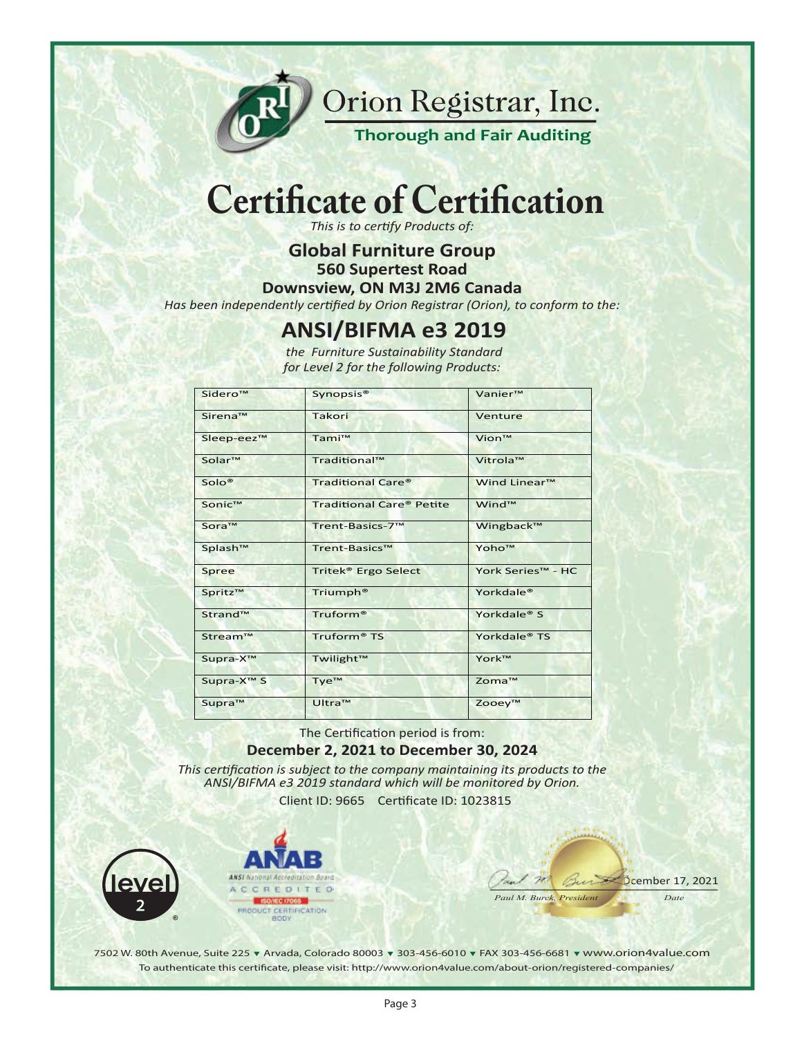# Orion Registrar, Inc.

**Thorough and Fair Auditing**

# Certificate of Certification

*This is to certify Products of:*

**Global Furniture Group**
**560 Supertest Road**
**Downsview, ON M3J 2M6 Canada**

*Has been independently certified by Orion Registrar (Orion), to conform to the:*

## ANSI/BIFMA e3 2019

*the Furniture Sustainability Standard*
*for Level 2 for the following Products:*

| | | |
|---|---|---|
| Sidero™ | Synopsis® | Vanier™ |
| Sirena™ | Takori | Venture |
| Sleep-eez™ | Tami™ | Vion™ |
| Solar™ | Traditional™ | Vitrola™ |
| Solo® | Traditional Care® | Wind Linear™ |
| Sonic™ | Traditional Care® Petite | Wind™ |
| Sora™ | Trent-Basics-7™ | Wingback™ |
| Splash™ | Trent-Basics™ | Yoho™ |
| Spree | Tritek® Ergo Select | York Series™ - HC |
| Spritz™ | Triumph® | Yorkdale® |
| Strand™ | Truform® | Yorkdale® S |
| Stream™ | Truform® TS | Yorkdale® TS |
| Supra-X™ | Twilight™ | York™ |
| Supra-X™ S | Tye™ | Zoma™ |
| Supra™ | Ultra™ | Zooey™ |

The Certification period is from:

**December 2, 2021 to December 30, 2024**

*This certification is subject to the company maintaining its products to the ANSI/BIFMA e3 2019 standard which will be monitored by Orion.*

Client ID: 9665 Certificate ID: 1023815

level 2

ANAB ANSI National Accreditation Board ACCREDITED ISO/IEC 17065 PRODUCT CERTIFICATION BODY

Paul M. Burck, President — December 17, 2021 (Date)

7502 W. 80th Avenue, Suite 225 ▾ Arvada, Colorado 80003 ▾ 303-456-6010 ▾ FAX 303-456-6681 ▾ www.orion4value.com

To authenticate this certificate, please visit: http://www.orion4value.com/about-orion/registered-companies/